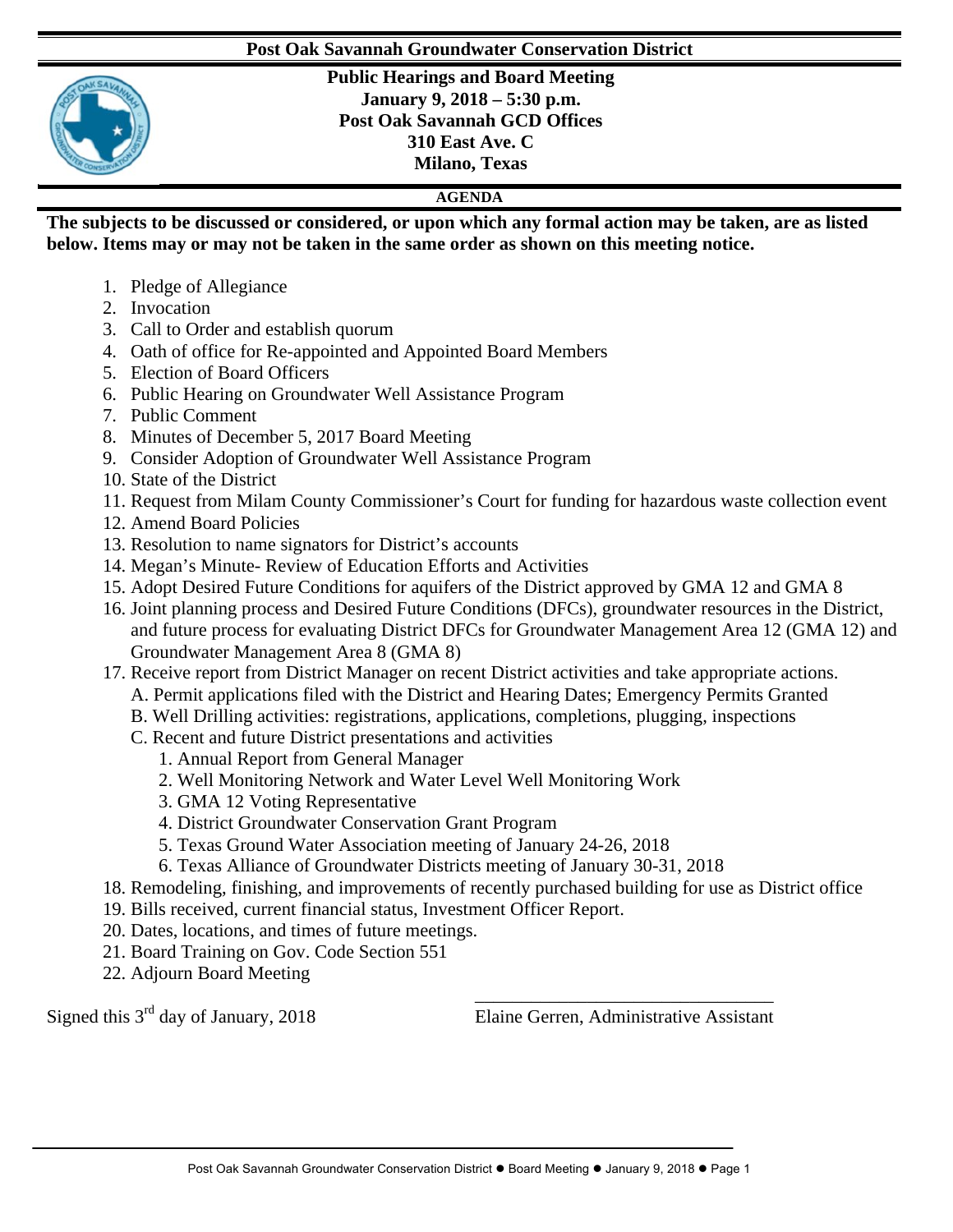# Post Oak Savannah Groundwater Conservation District

**Public Hearings and Board Meeting**
**January 9, 2018 – 5:30 p.m.**
**Post Oak Savannah GCD Offices**
**310 East Ave. C**
**Milano, Texas**

## AGENDA

**The subjects to be discussed or considered, or upon which any formal action may be taken, are as listed below. Items may or may not be taken in the same order as shown on this meeting notice.**

1. Pledge of Allegiance
2. Invocation
3. Call to Order and establish quorum
4. Oath of office for Re-appointed and Appointed Board Members
5. Election of Board Officers
6. Public Hearing on Groundwater Well Assistance Program
7. Public Comment
8. Minutes of December 5, 2017 Board Meeting
9. Consider Adoption of Groundwater Well Assistance Program
10. State of the District
11. Request from Milam County Commissioner's Court for funding for hazardous waste collection event
12. Amend Board Policies
13. Resolution to name signators for District's accounts
14. Megan's Minute- Review of Education Efforts and Activities
15. Adopt Desired Future Conditions for aquifers of the District approved by GMA 12 and GMA 8
16. Joint planning process and Desired Future Conditions (DFCs), groundwater resources in the District, and future process for evaluating District DFCs for Groundwater Management Area 12 (GMA 12) and Groundwater Management Area 8 (GMA 8)
17. Receive report from District Manager on recent District activities and take appropriate actions.
    A. Permit applications filed with the District and Hearing Dates; Emergency Permits Granted
    B. Well Drilling activities: registrations, applications, completions, plugging, inspections
    C. Recent and future District presentations and activities
        1. Annual Report from General Manager
        2. Well Monitoring Network and Water Level Well Monitoring Work
        3. GMA 12 Voting Representative
        4. District Groundwater Conservation Grant Program
        5. Texas Ground Water Association meeting of January 24-26, 2018
        6. Texas Alliance of Groundwater Districts meeting of January 30-31, 2018
18. Remodeling, finishing, and improvements of recently purchased building for use as District office
19. Bills received, current financial status, Investment Officer Report.
20. Dates, locations, and times of future meetings.
21. Board Training on Gov. Code Section 551
22. Adjourn Board Meeting

Signed this 3rd day of January, 2018

\_\_\_\_\_\_\_\_\_\_\_\_\_\_\_\_\_\_\_\_\_\_\_\_\_\_\_\_\_\_\_\_
Elaine Gerren, Administrative Assistant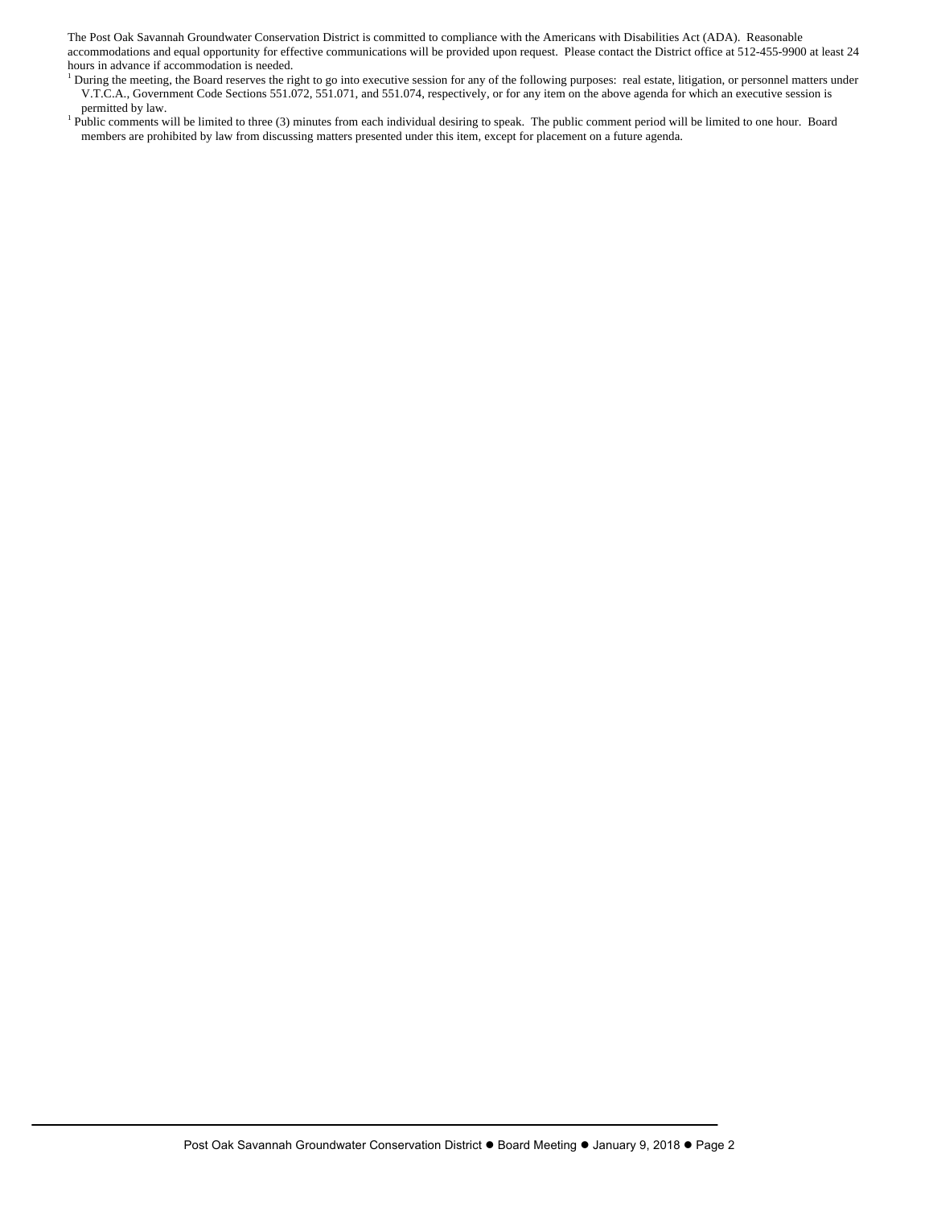The Post Oak Savannah Groundwater Conservation District is committed to compliance with the Americans with Disabilities Act (ADA). Reasonable accommodations and equal opportunity for effective communications will be provided upon request. Please contact the District office at 512-455-9900 at least 24 hours in advance if accommodation is needed.

[1] During the meeting, the Board reserves the right to go into executive session for any of the following purposes: real estate, litigation, or personnel matters under V.T.C.A., Government Code Sections 551.072, 551.071, and 551.074, respectively, or for any item on the above agenda for which an executive session is permitted by law.

[1] Public comments will be limited to three (3) minutes from each individual desiring to speak. The public comment period will be limited to one hour. Board members are prohibited by law from discussing matters presented under this item, except for placement on a future agenda.